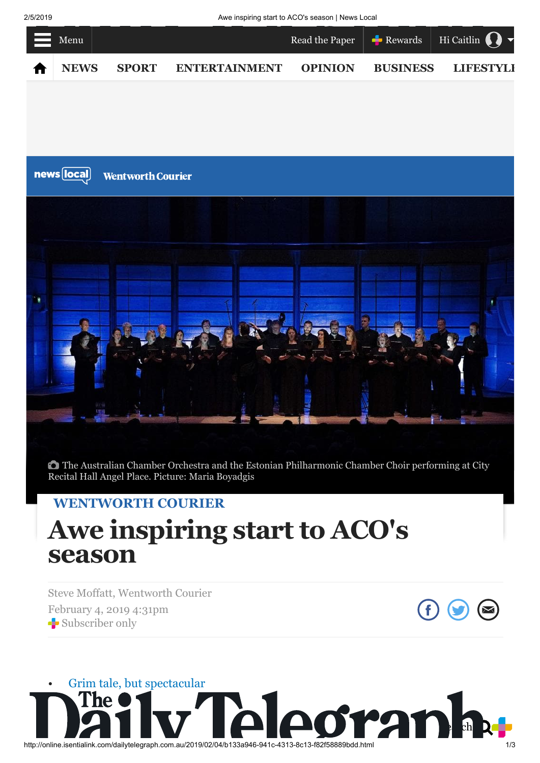# Awe inspiring start to ACO's season

WENTWORTH COURIER

The Australian Chamber Orchestra and the Estonian Philharmonic Chamber Choir performing at City Recital Hall Angel Place. Picture: Maria Boyadgis

Steve Moffatt, Wentworth Courier

February 4, 2019 4:31pm

Subscriber only

- Grim tale, but spectacular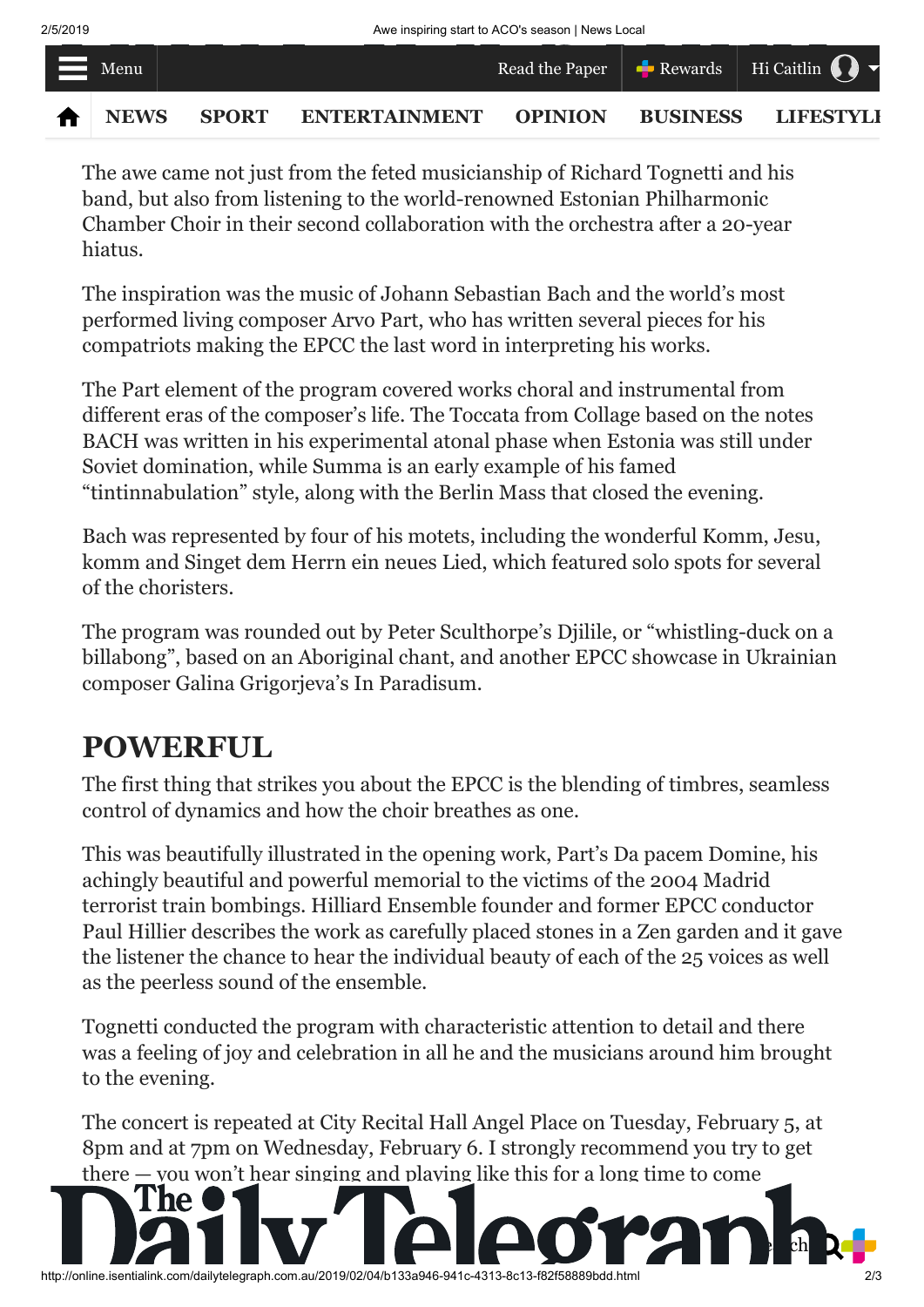The awe came not just from the feted musicianship of Richard Tognetti and his band, but also from listening to the world-renowned Estonian Philharmonic Chamber Choir in their second collaboration with the orchestra after a 20-year hiatus.

The inspiration was the music of Johann Sebastian Bach and the world's most performed living composer Arvo Part, who has written several pieces for his compatriots making the EPCC the last word in interpreting his works.

The Part element of the program covered works choral and instrumental from different eras of the composer's life. The Toccata from Collage based on the notes BACH was written in his experimental atonal phase when Estonia was still under Soviet domination, while Summa is an early example of his famed "tintinnabulation" style, along with the Berlin Mass that closed the evening.

Bach was represented by four of his motets, including the wonderful Komm, Jesu, komm and Singet dem Herrn ein neues Lied, which featured solo spots for several of the choristers.

The program was rounded out by Peter Sculthorpe's Djilile, or "whistling-duck on a billabong", based on an Aboriginal chant, and another EPCC showcase in Ukrainian composer Galina Grigorjeva's In Paradisum.

## POWERFUL

The first thing that strikes you about the EPCC is the blending of timbres, seamless control of dynamics and how the choir breathes as one.

This was beautifully illustrated in the opening work, Part's Da pacem Domine, his achingly beautiful and powerful memorial to the victims of the 2004 Madrid terrorist train bombings. Hilliard Ensemble founder and former EPCC conductor Paul Hillier describes the work as carefully placed stones in a Zen garden and it gave the listener the chance to hear the individual beauty of each of the 25 voices as well as the peerless sound of the ensemble.

Tognetti conducted the program with characteristic attention to detail and there was a feeling of joy and celebration in all he and the musicians around him brought to the evening.

The concert is repeated at City Recital Hall Angel Place on Tuesday, February 5, at 8pm and at 7pm on Wednesday, February 6. I strongly recommend you try to get there — you won't hear singing and playing like this for a long time to come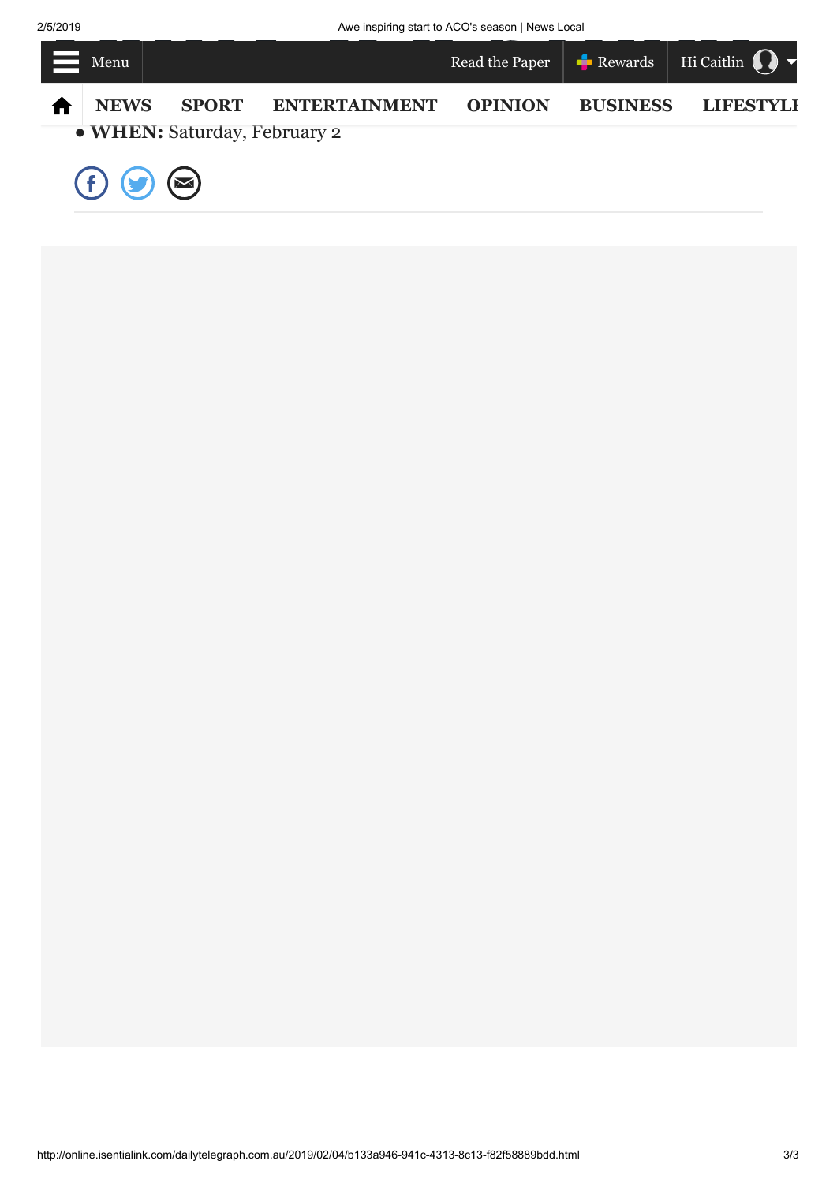- **WHEN:** Saturday, February 2